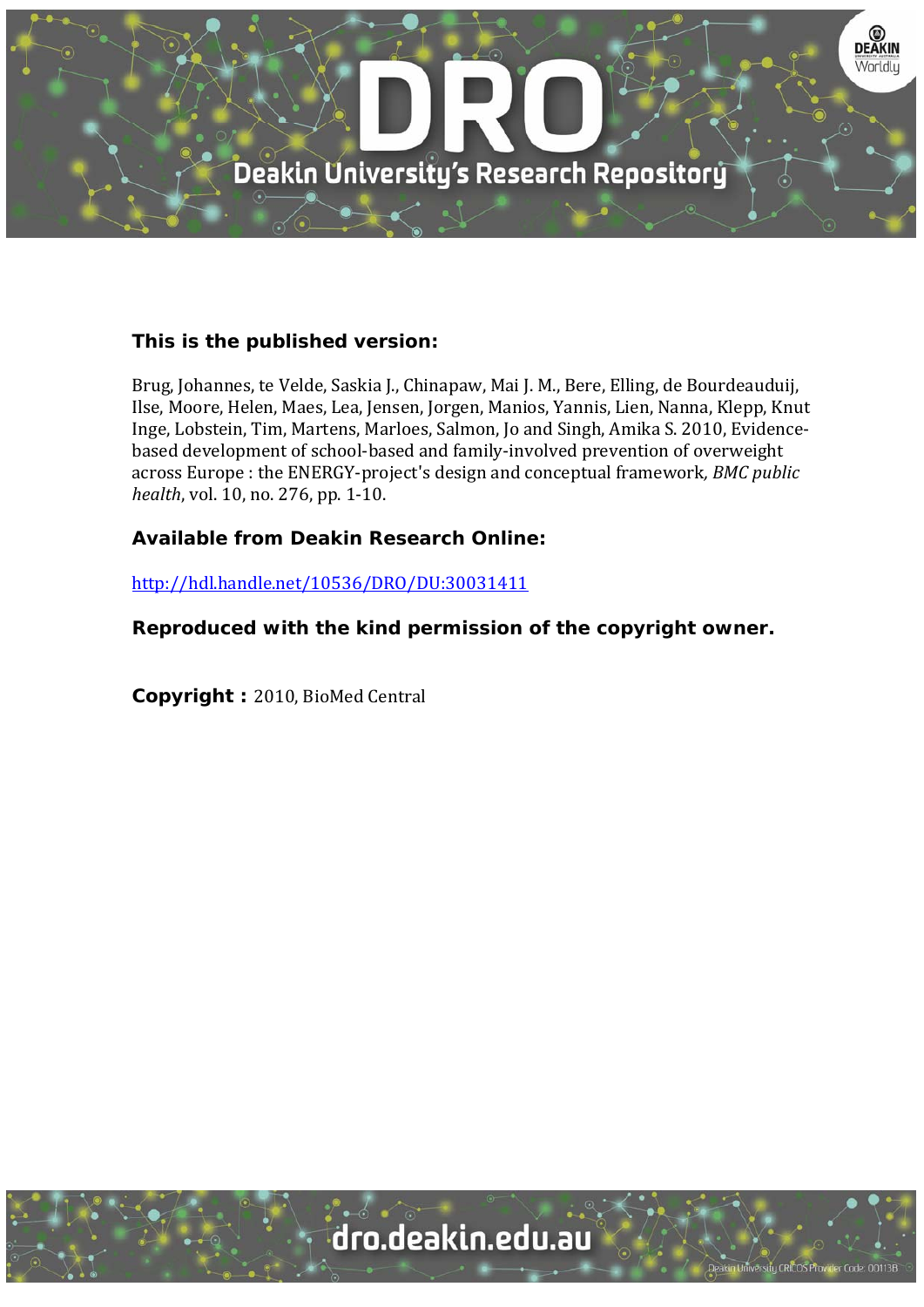**This is the published version:**

Brug, Johannes, te Velde, Saskia J., Chinapaw, Mai J. M., Bere, Elling, de Bourdeauduij, Ilse, Moore, Helen, Maes, Lea, Jensen, Jorgen, Manios, Yannis, Lien, Nanna, Klepp, Knut Inge, Lobstein, Tim, Martens, Marloes, Salmon, Jo and Singh, Amika S. 2010, Evidence-based development of school-based and family-involved prevention of overweight across Europe : the ENERGY-project's design and conceptual framework*, BMC public health*, vol. 10, no. 276, pp. 1-10.

**Available from Deakin Research Online:**

http://hdl.handle.net/10536/DRO/DU:30031411

**Reproduced with the kind permission of the copyright owner.**

**Copyright :** 2010, BioMed Central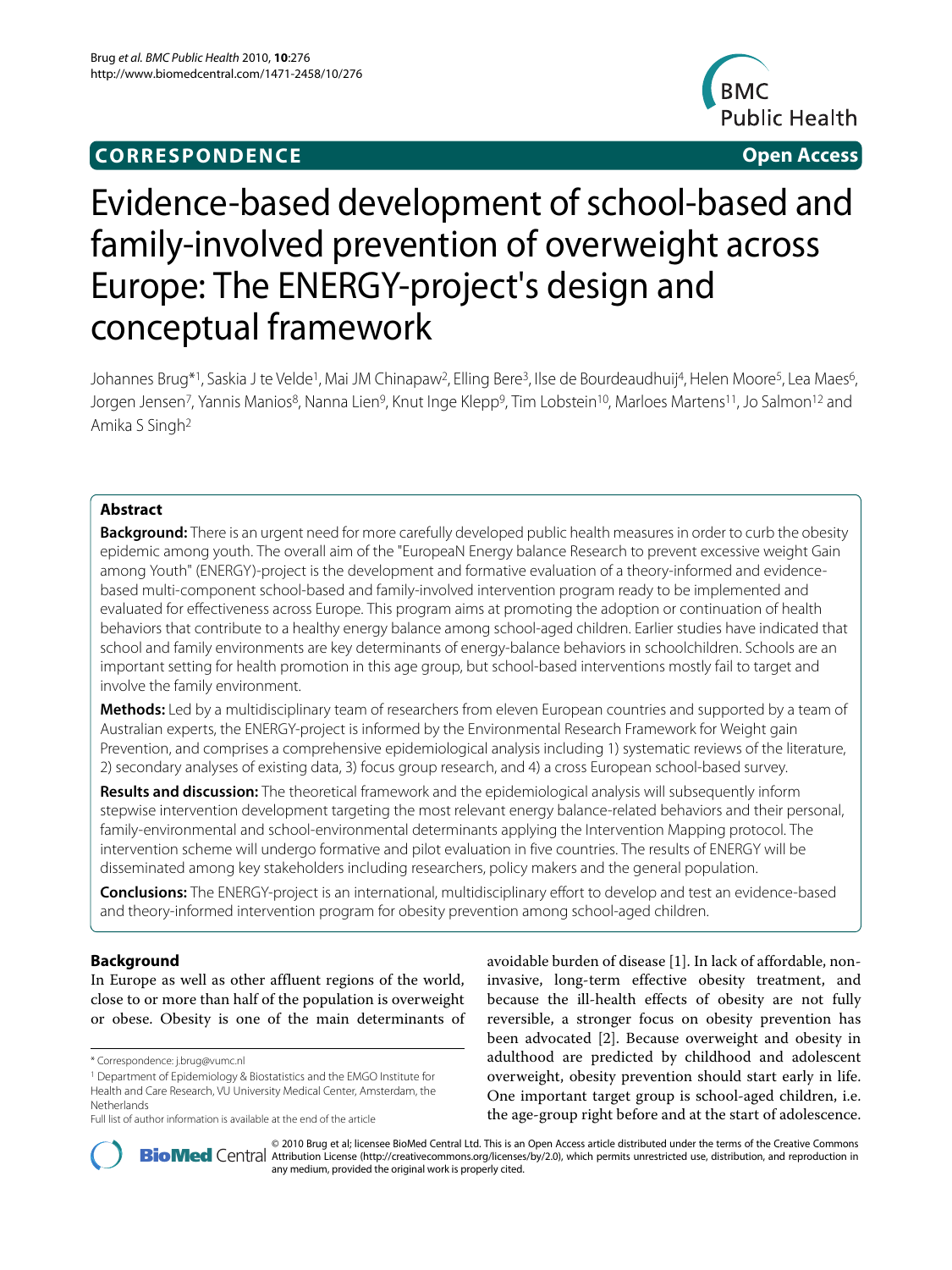# Evidence-based development of school-based and family-involved prevention of overweight across Europe: The ENERGY-project's design and conceptual framework

Johannes Brug*[1], Saskia J te Velde[1], Mai JM Chinapaw[2], Elling Bere[3], Ilse de Bourdeaudhuij[4], Helen Moore[5], Lea Maes[6], Jorgen Jensen[7], Yannis Manios[8], Nanna Lien[9], Knut Inge Klepp[9], Tim Lobstein[10], Marloes Martens[11], Jo Salmon[12] and Amika S Singh[2]

## Abstract

**Background:** There is an urgent need for more carefully developed public health measures in order to curb the obesity epidemic among youth. The overall aim of the "EuropeaN Energy balance Research to prevent excessive weight Gain among Youth" (ENERGY)-project is the development and formative evaluation of a theory-informed and evidence-based multi-component school-based and family-involved intervention program ready to be implemented and evaluated for effectiveness across Europe. This program aims at promoting the adoption or continuation of health behaviors that contribute to a healthy energy balance among school-aged children. Earlier studies have indicated that school and family environments are key determinants of energy-balance behaviors in schoolchildren. Schools are an important setting for health promotion in this age group, but school-based interventions mostly fail to target and involve the family environment.

**Methods:** Led by a multidisciplinary team of researchers from eleven European countries and supported by a team of Australian experts, the ENERGY-project is informed by the Environmental Research Framework for Weight gain Prevention, and comprises a comprehensive epidemiological analysis including 1) systematic reviews of the literature, 2) secondary analyses of existing data, 3) focus group research, and 4) a cross European school-based survey.

**Results and discussion:** The theoretical framework and the epidemiological analysis will subsequently inform stepwise intervention development targeting the most relevant energy balance-related behaviors and their personal, family-environmental and school-environmental determinants applying the Intervention Mapping protocol. The intervention scheme will undergo formative and pilot evaluation in five countries. The results of ENERGY will be disseminated among key stakeholders including researchers, policy makers and the general population.

**Conclusions:** The ENERGY-project is an international, multidisciplinary effort to develop and test an evidence-based and theory-informed intervention program for obesity prevention among school-aged children.

## Background

In Europe as well as other affluent regions of the world, close to or more than half of the population is overweight or obese. Obesity is one of the main determinants of avoidable burden of disease [1]. In lack of affordable, non-invasive, long-term effective obesity treatment, and because the ill-health effects of obesity are not fully reversible, a stronger focus on obesity prevention has been advocated [2]. Because overweight and obesity in adulthood are predicted by childhood and adolescent overweight, obesity prevention should start early in life. One important target group is school-aged children, i.e. the age-group right before and at the start of adolescence.

\* Correspondence: j.brug@vumc.nl

[1] Department of Epidemiology & Biostatistics and the EMGO Institute for Health and Care Research, VU University Medical Center, Amsterdam, the Netherlands

Full list of author information is available at the end of the article

© 2010 Brug et al; licensee BioMed Central Ltd. This is an Open Access article distributed under the terms of the Creative Commons Attribution License (http://creativecommons.org/licenses/by/2.0), which permits unrestricted use, distribution, and reproduction in any medium, provided the original work is properly cited.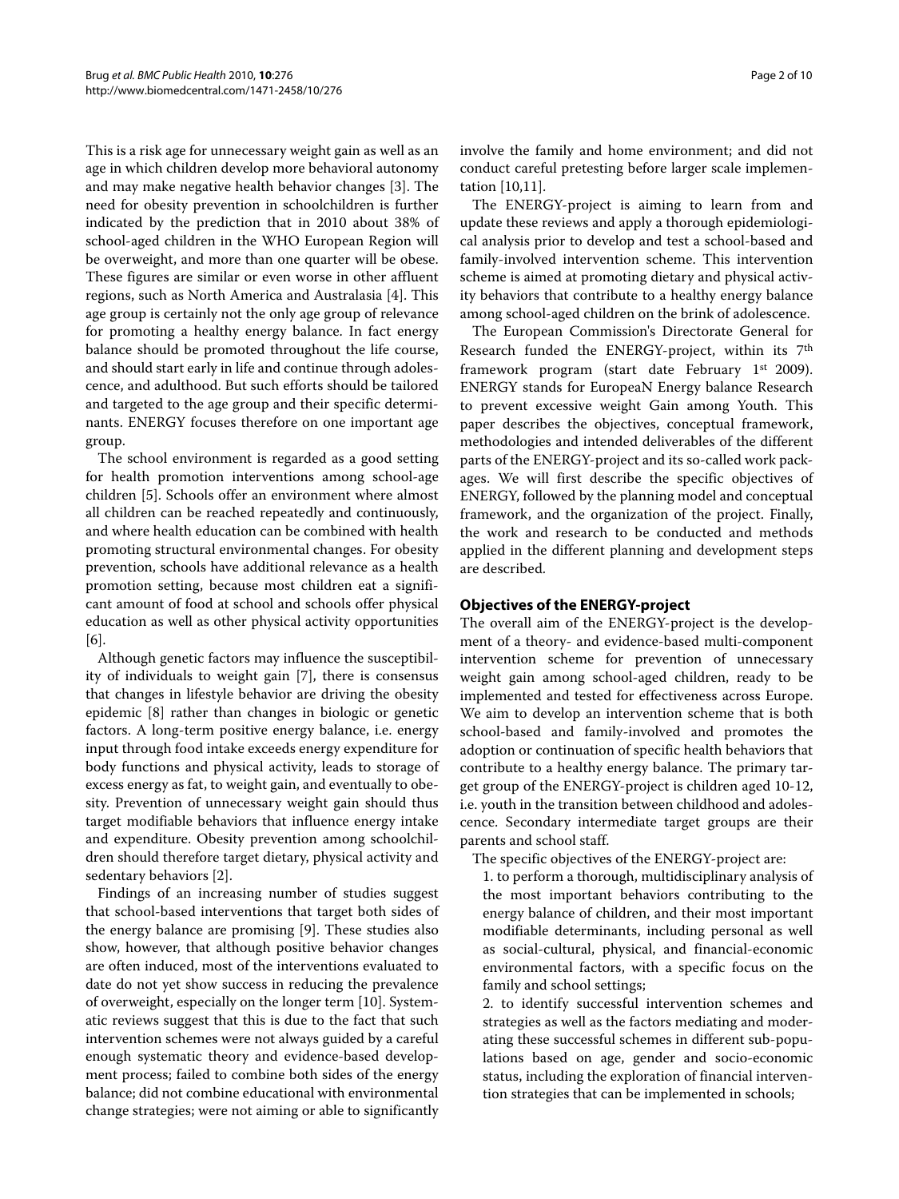This is a risk age for unnecessary weight gain as well as an age in which children develop more behavioral autonomy and may make negative health behavior changes [3]. The need for obesity prevention in schoolchildren is further indicated by the prediction that in 2010 about 38% of school-aged children in the WHO European Region will be overweight, and more than one quarter will be obese. These figures are similar or even worse in other affluent regions, such as North America and Australasia [4]. This age group is certainly not the only age group of relevance for promoting a healthy energy balance. In fact energy balance should be promoted throughout the life course, and should start early in life and continue through adolescence, and adulthood. But such efforts should be tailored and targeted to the age group and their specific determinants. ENERGY focuses therefore on one important age group.

The school environment is regarded as a good setting for health promotion interventions among school-age children [5]. Schools offer an environment where almost all children can be reached repeatedly and continuously, and where health education can be combined with health promoting structural environmental changes. For obesity prevention, schools have additional relevance as a health promotion setting, because most children eat a significant amount of food at school and schools offer physical education as well as other physical activity opportunities [6].

Although genetic factors may influence the susceptibility of individuals to weight gain [7], there is consensus that changes in lifestyle behavior are driving the obesity epidemic [8] rather than changes in biologic or genetic factors. A long-term positive energy balance, i.e. energy input through food intake exceeds energy expenditure for body functions and physical activity, leads to storage of excess energy as fat, to weight gain, and eventually to obesity. Prevention of unnecessary weight gain should thus target modifiable behaviors that influence energy intake and expenditure. Obesity prevention among schoolchildren should therefore target dietary, physical activity and sedentary behaviors [2].

Findings of an increasing number of studies suggest that school-based interventions that target both sides of the energy balance are promising [9]. These studies also show, however, that although positive behavior changes are often induced, most of the interventions evaluated to date do not yet show success in reducing the prevalence of overweight, especially on the longer term [10]. Systematic reviews suggest that this is due to the fact that such intervention schemes were not always guided by a careful enough systematic theory and evidence-based development process; failed to combine both sides of the energy balance; did not combine educational with environmental change strategies; were not aiming or able to significantly involve the family and home environment; and did not conduct careful pretesting before larger scale implementation [10,11].

The ENERGY-project is aiming to learn from and update these reviews and apply a thorough epidemiological analysis prior to develop and test a school-based and family-involved intervention scheme. This intervention scheme is aimed at promoting dietary and physical activity behaviors that contribute to a healthy energy balance among school-aged children on the brink of adolescence.

The European Commission's Directorate General for Research funded the ENERGY-project, within its 7th framework program (start date February 1st 2009). ENERGY stands for EuropeaN Energy balance Research to prevent excessive weight Gain among Youth. This paper describes the objectives, conceptual framework, methodologies and intended deliverables of the different parts of the ENERGY-project and its so-called work packages. We will first describe the specific objectives of ENERGY, followed by the planning model and conceptual framework, and the organization of the project. Finally, the work and research to be conducted and methods applied in the different planning and development steps are described.

## Objectives of the ENERGY-project

The overall aim of the ENERGY-project is the development of a theory- and evidence-based multi-component intervention scheme for prevention of unnecessary weight gain among school-aged children, ready to be implemented and tested for effectiveness across Europe. We aim to develop an intervention scheme that is both school-based and family-involved and promotes the adoption or continuation of specific health behaviors that contribute to a healthy energy balance. The primary target group of the ENERGY-project is children aged 10-12, i.e. youth in the transition between childhood and adolescence. Secondary intermediate target groups are their parents and school staff.

The specific objectives of the ENERGY-project are:

1. to perform a thorough, multidisciplinary analysis of the most important behaviors contributing to the energy balance of children, and their most important modifiable determinants, including personal as well as social-cultural, physical, and financial-economic environmental factors, with a specific focus on the family and school settings;
2. to identify successful intervention schemes and strategies as well as the factors mediating and moderating these successful schemes in different sub-populations based on age, gender and socio-economic status, including the exploration of financial intervention strategies that can be implemented in schools;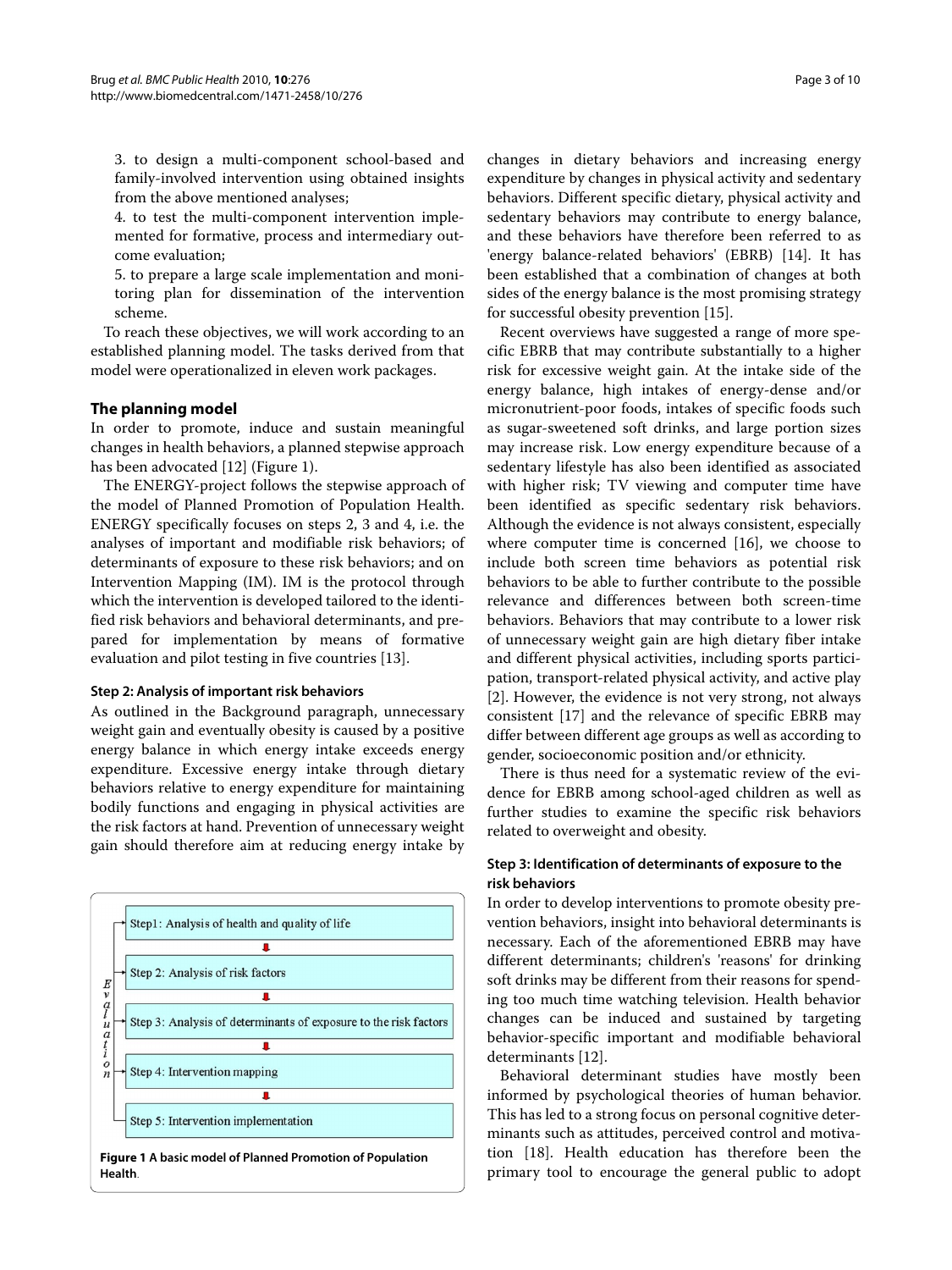3. to design a multi-component school-based and family-involved intervention using obtained insights from the above mentioned analyses;

4. to test the multi-component intervention implemented for formative, process and intermediary outcome evaluation;

5. to prepare a large scale implementation and monitoring plan for dissemination of the intervention scheme.

To reach these objectives, we will work according to an established planning model. The tasks derived from that model were operationalized in eleven work packages.

## The planning model

In order to promote, induce and sustain meaningful changes in health behaviors, a planned stepwise approach has been advocated [12] (Figure 1).

The ENERGY-project follows the stepwise approach of the model of Planned Promotion of Population Health. ENERGY specifically focuses on steps 2, 3 and 4, i.e. the analyses of important and modifiable risk behaviors; of determinants of exposure to these risk behaviors; and on Intervention Mapping (IM). IM is the protocol through which the intervention is developed tailored to the identified risk behaviors and behavioral determinants, and prepared for implementation by means of formative evaluation and pilot testing in five countries [13].

### Step 2: Analysis of important risk behaviors

As outlined in the Background paragraph, unnecessary weight gain and eventually obesity is caused by a positive energy balance in which energy intake exceeds energy expenditure. Excessive energy intake through dietary behaviors relative to energy expenditure for maintaining bodily functions and engaging in physical activities are the risk factors at hand. Prevention of unnecessary weight gain should therefore aim at reducing energy intake by changes in dietary behaviors and increasing energy expenditure by changes in physical activity and sedentary behaviors. Different specific dietary, physical activity and sedentary behaviors may contribute to energy balance, and these behaviors have therefore been referred to as 'energy balance-related behaviors' (EBRB) [14]. It has been established that a combination of changes at both sides of the energy balance is the most promising strategy for successful obesity prevention [15].

Recent overviews have suggested a range of more specific EBRB that may contribute substantially to a higher risk for excessive weight gain. At the intake side of the energy balance, high intakes of energy-dense and/or micronutrient-poor foods, intakes of specific foods such as sugar-sweetened soft drinks, and large portion sizes may increase risk. Low energy expenditure because of a sedentary lifestyle has also been identified as associated with higher risk; TV viewing and computer time have been identified as specific sedentary risk behaviors. Although the evidence is not always consistent, especially where computer time is concerned [16], we choose to include both screen time behaviors as potential risk behaviors to be able to further contribute to the possible relevance and differences between both screen-time behaviors. Behaviors that may contribute to a lower risk of unnecessary weight gain are high dietary fiber intake and different physical activities, including sports participation, transport-related physical activity, and active play [2]. However, the evidence is not very strong, not always consistent [17] and the relevance of specific EBRB may differ between different age groups as well as according to gender, socioeconomic position and/or ethnicity.

There is thus need for a systematic review of the evidence for EBRB among school-aged children as well as further studies to examine the specific risk behaviors related to overweight and obesity.

Evaluation

Step1: Analysis of health and quality of life

Step 2: Analysis of risk factors

Step 3: Analysis of determinants of exposure to the risk factors

Step 4: Intervention mapping

Step 5: Intervention implementation

**Figure 1 A basic model of Planned Promotion of Population Health**.

### Step 3: Identification of determinants of exposure to the risk behaviors

In order to develop interventions to promote obesity prevention behaviors, insight into behavioral determinants is necessary. Each of the aforementioned EBRB may have different determinants; children's 'reasons' for drinking soft drinks may be different from their reasons for spending too much time watching television. Health behavior changes can be induced and sustained by targeting behavior-specific important and modifiable behavioral determinants [12].

Behavioral determinant studies have mostly been informed by psychological theories of human behavior. This has led to a strong focus on personal cognitive determinants such as attitudes, perceived control and motivation [18]. Health education has therefore been the primary tool to encourage the general public to adopt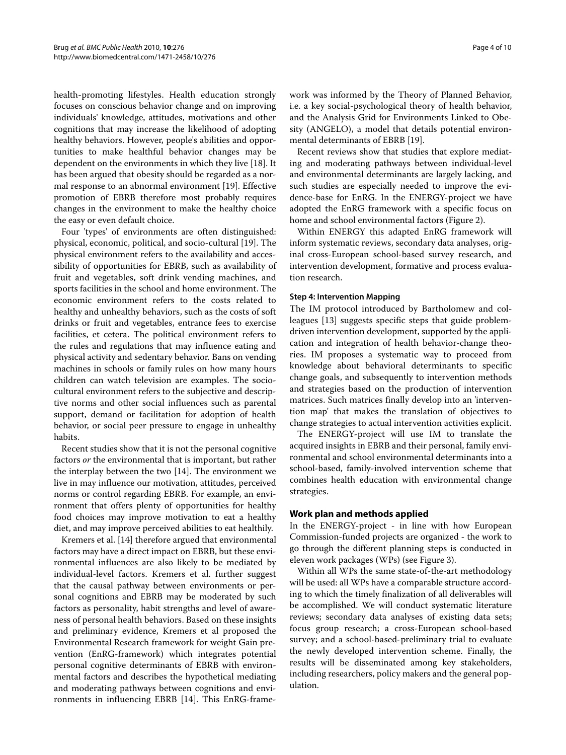health-promoting lifestyles. Health education strongly focuses on conscious behavior change and on improving individuals' knowledge, attitudes, motivations and other cognitions that may increase the likelihood of adopting healthy behaviors. However, people's abilities and opportunities to make healthful behavior changes may be dependent on the environments in which they live [18]. It has been argued that obesity should be regarded as a normal response to an abnormal environment [19]. Effective promotion of EBRB therefore most probably requires changes in the environment to make the healthy choice the easy or even default choice.

Four 'types' of environments are often distinguished: physical, economic, political, and socio-cultural [19]. The physical environment refers to the availability and accessibility of opportunities for EBRB, such as availability of fruit and vegetables, soft drink vending machines, and sports facilities in the school and home environment. The economic environment refers to the costs related to healthy and unhealthy behaviors, such as the costs of soft drinks or fruit and vegetables, entrance fees to exercise facilities, et cetera. The political environment refers to the rules and regulations that may influence eating and physical activity and sedentary behavior. Bans on vending machines in schools or family rules on how many hours children can watch television are examples. The sociocultural environment refers to the subjective and descriptive norms and other social influences such as parental support, demand or facilitation for adoption of health behavior, or social peer pressure to engage in unhealthy habits.

Recent studies show that it is not the personal cognitive factors *or* the environmental that is important, but rather the interplay between the two [14]. The environment we live in may influence our motivation, attitudes, perceived norms or control regarding EBRB. For example, an environment that offers plenty of opportunities for healthy food choices may improve motivation to eat a healthy diet, and may improve perceived abilities to eat healthily.

Kremers et al. [14] therefore argued that environmental factors may have a direct impact on EBRB, but these environmental influences are also likely to be mediated by individual-level factors. Kremers et al. further suggest that the causal pathway between environments or personal cognitions and EBRB may be moderated by such factors as personality, habit strengths and level of awareness of personal health behaviors. Based on these insights and preliminary evidence, Kremers et al proposed the Environmental Research framework for weight Gain prevention (EnRG-framework) which integrates potential personal cognitive determinants of EBRB with environmental factors and describes the hypothetical mediating and moderating pathways between cognitions and environments in influencing EBRB [14]. This EnRG-framework was informed by the Theory of Planned Behavior, i.e. a key social-psychological theory of health behavior, and the Analysis Grid for Environments Linked to Obesity (ANGELO), a model that details potential environmental determinants of EBRB [19].

Recent reviews show that studies that explore mediating and moderating pathways between individual-level and environmental determinants are largely lacking, and such studies are especially needed to improve the evidence-base for EnRG. In the ENERGY-project we have adopted the EnRG framework with a specific focus on home and school environmental factors (Figure 2).

Within ENERGY this adapted EnRG framework will inform systematic reviews, secondary data analyses, original cross-European school-based survey research, and intervention development, formative and process evaluation research.

#### Step 4: Intervention Mapping

The IM protocol introduced by Bartholomew and colleagues [13] suggests specific steps that guide problem-driven intervention development, supported by the application and integration of health behavior-change theories. IM proposes a systematic way to proceed from knowledge about behavioral determinants to specific change goals, and subsequently to intervention methods and strategies based on the production of intervention matrices. Such matrices finally develop into an 'intervention map' that makes the translation of objectives to change strategies to actual intervention activities explicit.

The ENERGY-project will use IM to translate the acquired insights in EBRB and their personal, family environmental and school environmental determinants into a school-based, family-involved intervention scheme that combines health education with environmental change strategies.

### Work plan and methods applied

In the ENERGY-project - in line with how European Commission-funded projects are organized - the work to go through the different planning steps is conducted in eleven work packages (WPs) (see Figure 3).

Within all WPs the same state-of-the-art methodology will be used: all WPs have a comparable structure according to which the timely finalization of all deliverables will be accomplished. We will conduct systematic literature reviews; secondary data analyses of existing data sets; focus group research; a cross-European school-based survey; and a school-based-preliminary trial to evaluate the newly developed intervention scheme. Finally, the results will be disseminated among key stakeholders, including researchers, policy makers and the general population.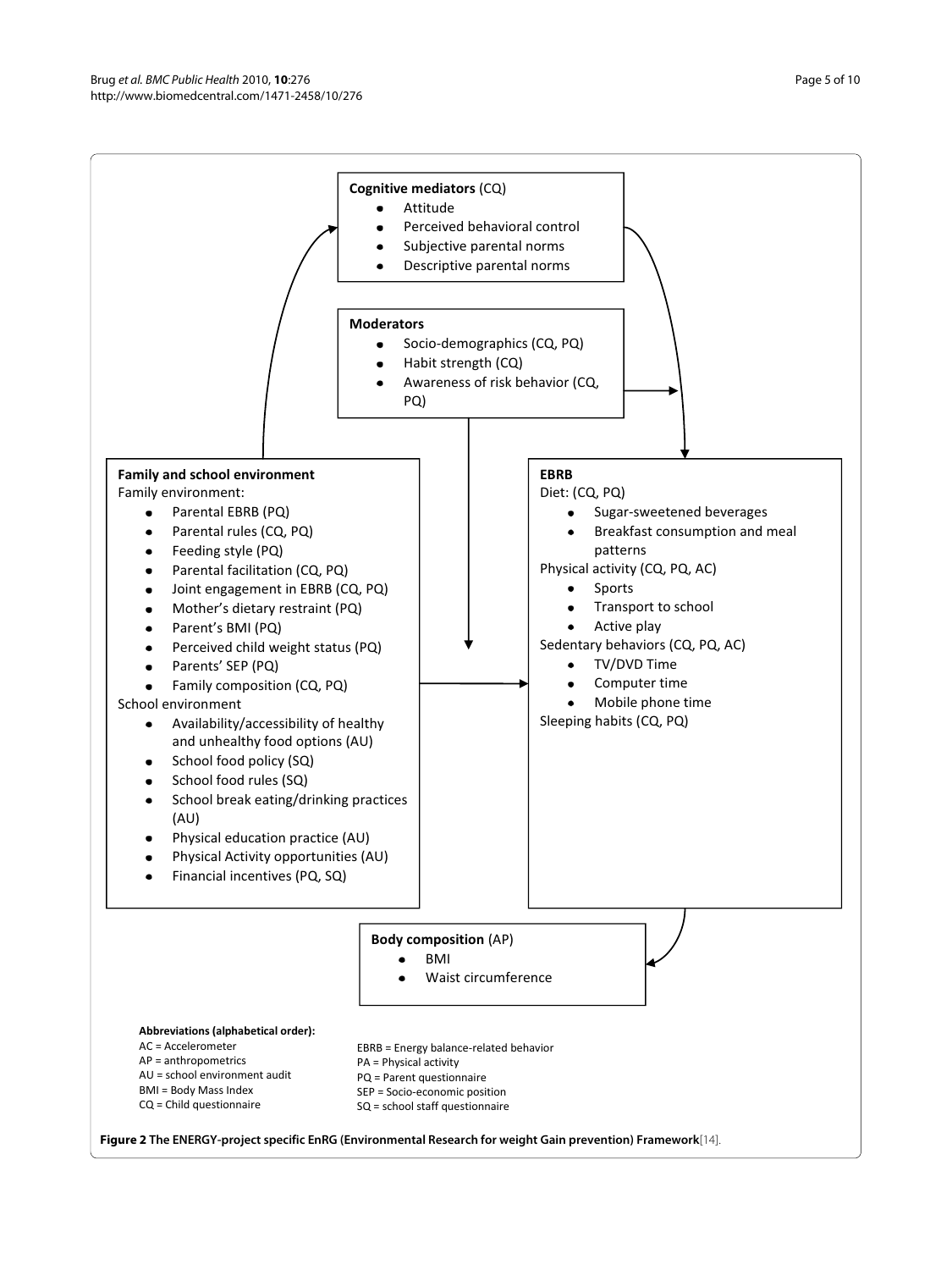**Cognitive mediators** (CQ)

- Attitude
- Perceived behavioral control
- Subjective parental norms
- Descriptive parental norms

**Moderators**

- Socio-demographics (CQ, PQ)
- Habit strength (CQ)
- Awareness of risk behavior (CQ, PQ)

**Family and school environment**

Family environment:

- Parental EBRB (PQ)
- Parental rules (CQ, PQ)
- Feeding style (PQ)
- Parental facilitation (CQ, PQ)
- Joint engagement in EBRB (CQ, PQ)
- Mother's dietary restraint (PQ)
- Parent's BMI (PQ)
- Perceived child weight status (PQ)
- Parents' SEP (PQ)
- Family composition (CQ, PQ)

School environment

- Availability/accessibility of healthy and unhealthy food options (AU)
- School food policy (SQ)
- School food rules (SQ)
- School break eating/drinking practices (AU)
- Physical education practice (AU)
- Physical Activity opportunities (AU)
- Financial incentives (PQ, SQ)

**EBRB**

Diet: (CQ, PQ)

- Sugar-sweetened beverages
- Breakfast consumption and meal patterns

Physical activity (CQ, PQ, AC)

- Sports
- Transport to school
- Active play

Sedentary behaviors (CQ, PQ, AC)

- TV/DVD Time
- Computer time
- Mobile phone time

Sleeping habits (CQ, PQ)

**Body composition** (AP)

- BMI
- Waist circumference

**Abbreviations (alphabetical order):**

AC = Accelerometer
AP = anthropometrics
AU = school environment audit
BMI = Body Mass Index
CQ = Child questionnaire
EBRB = Energy balance-related behavior
PA = Physical activity
PQ = Parent questionnaire
SEP = Socio-economic position
SQ = school staff questionnaire

**Figure 2 The ENERGY-project specific EnRG (Environmental Research for weight Gain prevention) Framework**[14].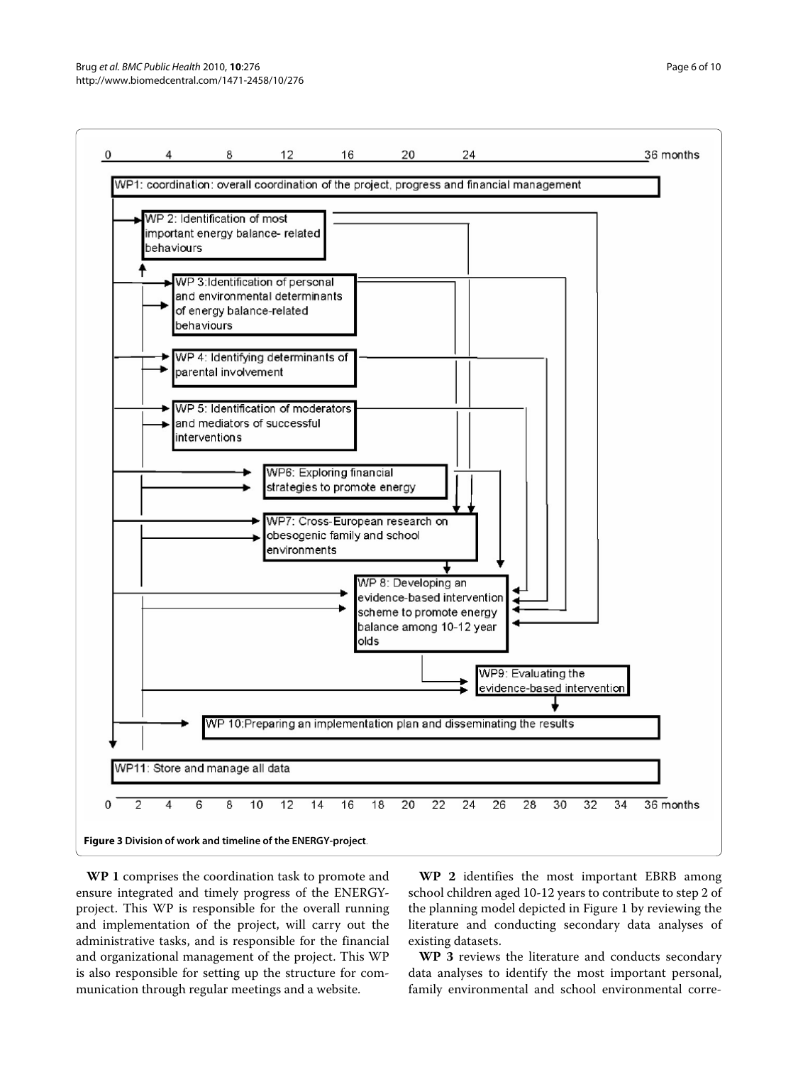0 4 8 12 16 20 24 36 months

WP1: coordination: overall coordination of the project, progress and financial management

WP 2: Identification of most important energy balance- related behaviours

WP 3:Identification of personal and environmental determinants of energy balance-related behaviours

WP 4: Identifying determinants of parental involvement

WP 5: Identification of moderators and mediators of successful interventions

WP6: Exploring financial strategies to promote energy

WP7: Cross-European research on obesogenic family and school environments

WP 8: Developing an evidence-based intervention scheme to promote energy balance among 10-12 year olds

WP9: Evaluating the evidence-based intervention

WP 10:Preparing an implementation plan and disseminating the results

WP11: Store and manage all data

0 2 4 6 8 10 12 14 16 18 20 22 24 26 28 30 32 34 36 months

**Figure 3 Division of work and timeline of the ENERGY-project**.

**WP 1** comprises the coordination task to promote and ensure integrated and timely progress of the ENERGY-project. This WP is responsible for the overall running and implementation of the project, will carry out the administrative tasks, and is responsible for the financial and organizational management of the project. This WP is also responsible for setting up the structure for communication through regular meetings and a website.

**WP 2** identifies the most important EBRB among school children aged 10-12 years to contribute to step 2 of the planning model depicted in Figure 1 by reviewing the literature and conducting secondary data analyses of existing datasets.

**WP 3** reviews the literature and conducts secondary data analyses to identify the most important personal, family environmental and school environmental corre-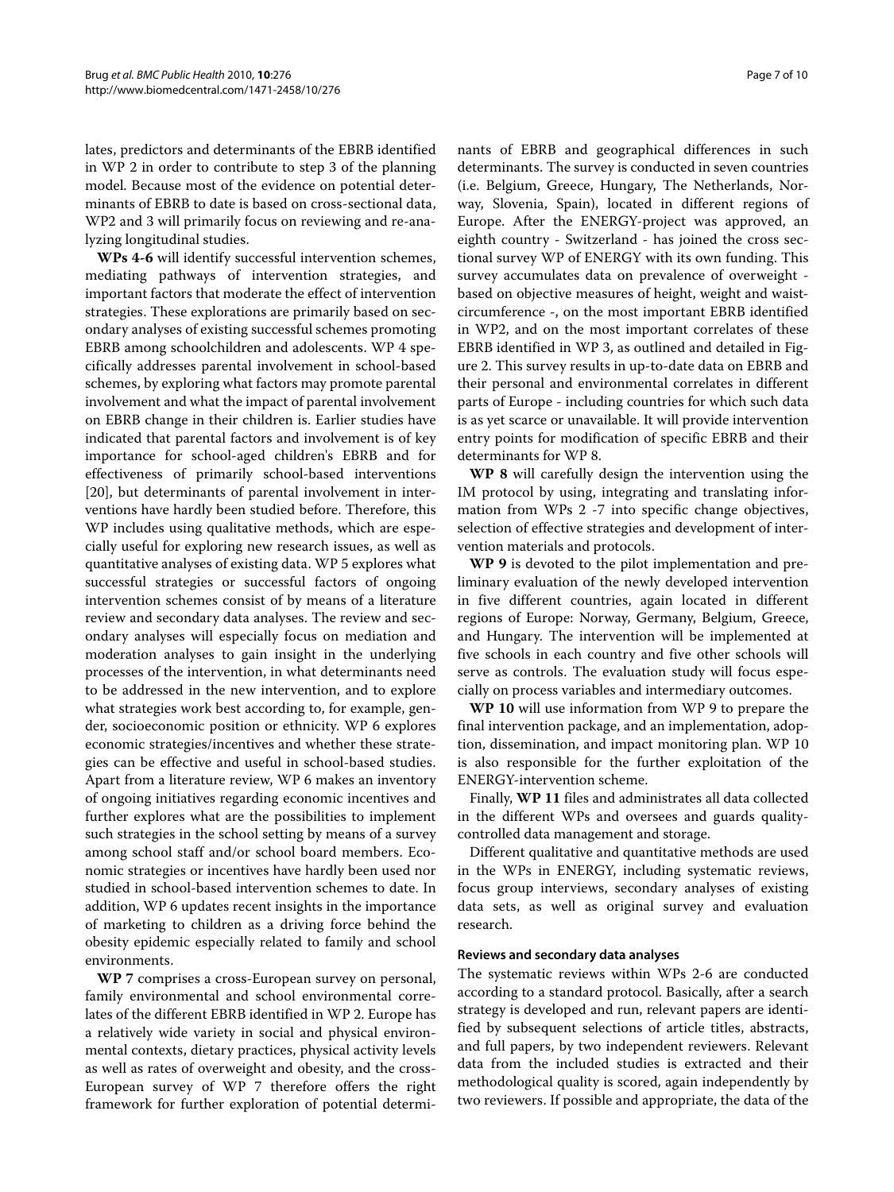lates, predictors and determinants of the EBRB identified in WP 2 in order to contribute to step 3 of the planning model. Because most of the evidence on potential determinants of EBRB to date is based on cross-sectional data, WP2 and 3 will primarily focus on reviewing and re-analyzing longitudinal studies.

**WPs 4-6** will identify successful intervention schemes, mediating pathways of intervention strategies, and important factors that moderate the effect of intervention strategies. These explorations are primarily based on secondary analyses of existing successful schemes promoting EBRB among schoolchildren and adolescents. WP 4 specifically addresses parental involvement in school-based schemes, by exploring what factors may promote parental involvement and what the impact of parental involvement on EBRB change in their children is. Earlier studies have indicated that parental factors and involvement is of key importance for school-aged children's EBRB and for effectiveness of primarily school-based interventions [20], but determinants of parental involvement in interventions have hardly been studied before. Therefore, this WP includes using qualitative methods, which are especially useful for exploring new research issues, as well as quantitative analyses of existing data. WP 5 explores what successful strategies or successful factors of ongoing intervention schemes consist of by means of a literature review and secondary data analyses. The review and secondary analyses will especially focus on mediation and moderation analyses to gain insight in the underlying processes of the intervention, in what determinants need to be addressed in the new intervention, and to explore what strategies work best according to, for example, gender, socioeconomic position or ethnicity. WP 6 explores economic strategies/incentives and whether these strategies can be effective and useful in school-based studies. Apart from a literature review, WP 6 makes an inventory of ongoing initiatives regarding economic incentives and further explores what are the possibilities to implement such strategies in the school setting by means of a survey among school staff and/or school board members. Economic strategies or incentives have hardly been used nor studied in school-based intervention schemes to date. In addition, WP 6 updates recent insights in the importance of marketing to children as a driving force behind the obesity epidemic especially related to family and school environments.

**WP 7** comprises a cross-European survey on personal, family environmental and school environmental correlates of the different EBRB identified in WP 2. Europe has a relatively wide variety in social and physical environmental contexts, dietary practices, physical activity levels as well as rates of overweight and obesity, and the cross-European survey of WP 7 therefore offers the right framework for further exploration of potential determinants of EBRB and geographical differences in such determinants. The survey is conducted in seven countries (i.e. Belgium, Greece, Hungary, The Netherlands, Norway, Slovenia, Spain), located in different regions of Europe. After the ENERGY-project was approved, an eighth country - Switzerland - has joined the cross sectional survey WP of ENERGY with its own funding. This survey accumulates data on prevalence of overweight - based on objective measures of height, weight and waist-circumference -, on the most important EBRB identified in WP2, and on the most important correlates of these EBRB identified in WP 3, as outlined and detailed in Figure 2. This survey results in up-to-date data on EBRB and their personal and environmental correlates in different parts of Europe - including countries for which such data is as yet scarce or unavailable. It will provide intervention entry points for modification of specific EBRB and their determinants for WP 8.

**WP 8** will carefully design the intervention using the IM protocol by using, integrating and translating information from WPs 2 -7 into specific change objectives, selection of effective strategies and development of intervention materials and protocols.

**WP 9** is devoted to the pilot implementation and preliminary evaluation of the newly developed intervention in five different countries, again located in different regions of Europe: Norway, Germany, Belgium, Greece, and Hungary. The intervention will be implemented at five schools in each country and five other schools will serve as controls. The evaluation study will focus especially on process variables and intermediary outcomes.

**WP 10** will use information from WP 9 to prepare the final intervention package, and an implementation, adoption, dissemination, and impact monitoring plan. WP 10 is also responsible for the further exploitation of the ENERGY-intervention scheme.

Finally, **WP 11** files and administrates all data collected in the different WPs and oversees and guards quality-controlled data management and storage.

Different qualitative and quantitative methods are used in the WPs in ENERGY, including systematic reviews, focus group interviews, secondary analyses of existing data sets, as well as original survey and evaluation research.

#### Reviews and secondary data analyses

The systematic reviews within WPs 2-6 are conducted according to a standard protocol. Basically, after a search strategy is developed and run, relevant papers are identified by subsequent selections of article titles, abstracts, and full papers, by two independent reviewers. Relevant data from the included studies is extracted and their methodological quality is scored, again independently by two reviewers. If possible and appropriate, the data of the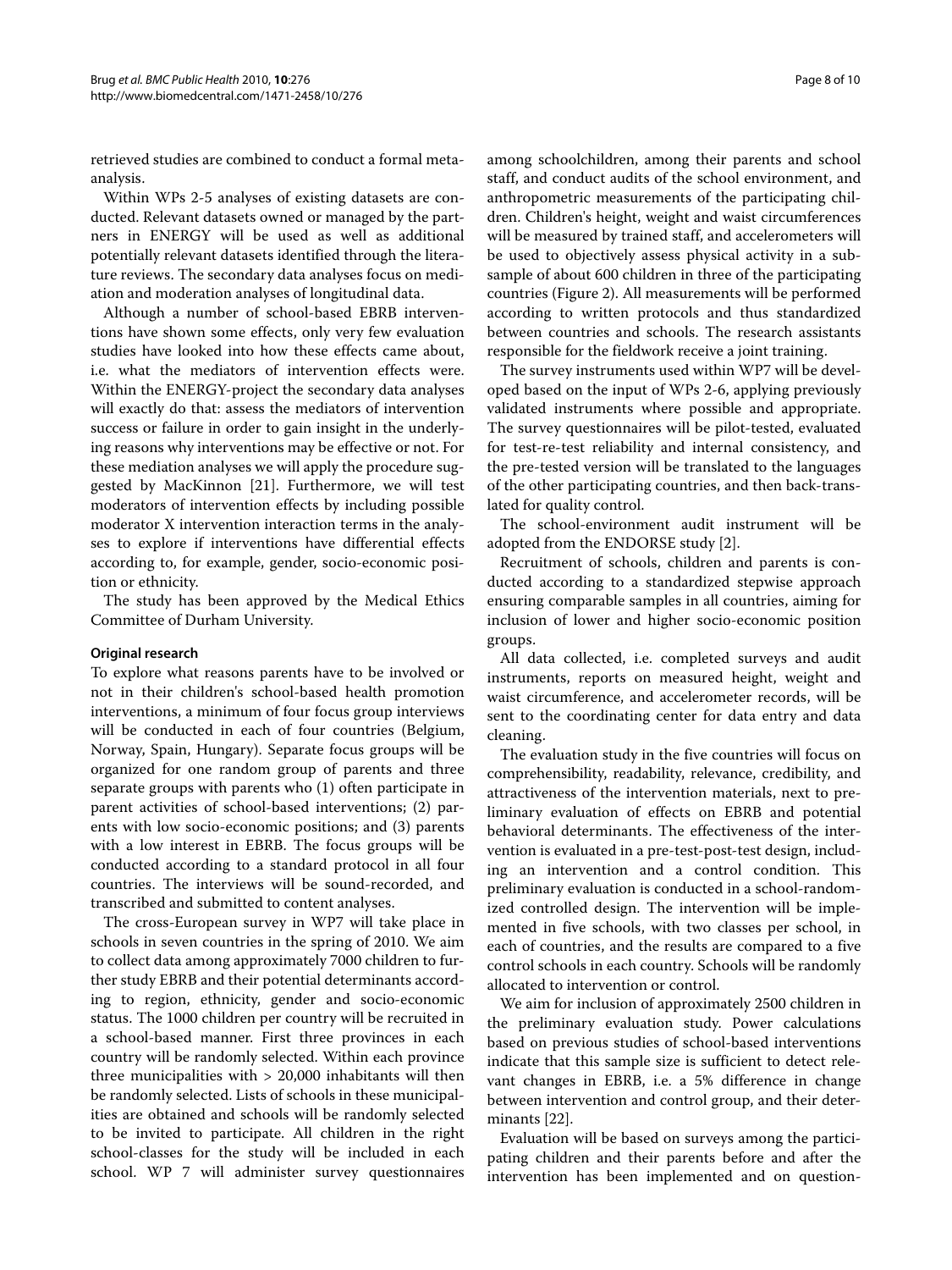retrieved studies are combined to conduct a formal meta-analysis.

Within WPs 2-5 analyses of existing datasets are conducted. Relevant datasets owned or managed by the partners in ENERGY will be used as well as additional potentially relevant datasets identified through the literature reviews. The secondary data analyses focus on mediation and moderation analyses of longitudinal data.

Although a number of school-based EBRB interventions have shown some effects, only very few evaluation studies have looked into how these effects came about, i.e. what the mediators of intervention effects were. Within the ENERGY-project the secondary data analyses will exactly do that: assess the mediators of intervention success or failure in order to gain insight in the underlying reasons why interventions may be effective or not. For these mediation analyses we will apply the procedure suggested by MacKinnon [21]. Furthermore, we will test moderators of intervention effects by including possible moderator X intervention interaction terms in the analyses to explore if interventions have differential effects according to, for example, gender, socio-economic position or ethnicity.

The study has been approved by the Medical Ethics Committee of Durham University.

### Original research

To explore what reasons parents have to be involved or not in their children's school-based health promotion interventions, a minimum of four focus group interviews will be conducted in each of four countries (Belgium, Norway, Spain, Hungary). Separate focus groups will be organized for one random group of parents and three separate groups with parents who (1) often participate in parent activities of school-based interventions; (2) parents with low socio-economic positions; and (3) parents with a low interest in EBRB. The focus groups will be conducted according to a standard protocol in all four countries. The interviews will be sound-recorded, and transcribed and submitted to content analyses.

The cross-European survey in WP7 will take place in schools in seven countries in the spring of 2010. We aim to collect data among approximately 7000 children to further study EBRB and their potential determinants according to region, ethnicity, gender and socio-economic status. The 1000 children per country will be recruited in a school-based manner. First three provinces in each country will be randomly selected. Within each province three municipalities with > 20,000 inhabitants will then be randomly selected. Lists of schools in these municipalities are obtained and schools will be randomly selected to be invited to participate. All children in the right school-classes for the study will be included in each school. WP 7 will administer survey questionnaires among schoolchildren, among their parents and school staff, and conduct audits of the school environment, and anthropometric measurements of the participating children. Children's height, weight and waist circumferences will be measured by trained staff, and accelerometers will be used to objectively assess physical activity in a subsample of about 600 children in three of the participating countries (Figure 2). All measurements will be performed according to written protocols and thus standardized between countries and schools. The research assistants responsible for the fieldwork receive a joint training.

The survey instruments used within WP7 will be developed based on the input of WPs 2-6, applying previously validated instruments where possible and appropriate. The survey questionnaires will be pilot-tested, evaluated for test-re-test reliability and internal consistency, and the pre-tested version will be translated to the languages of the other participating countries, and then back-translated for quality control.

The school-environment audit instrument will be adopted from the ENDORSE study [2].

Recruitment of schools, children and parents is conducted according to a standardized stepwise approach ensuring comparable samples in all countries, aiming for inclusion of lower and higher socio-economic position groups.

All data collected, i.e. completed surveys and audit instruments, reports on measured height, weight and waist circumference, and accelerometer records, will be sent to the coordinating center for data entry and data cleaning.

The evaluation study in the five countries will focus on comprehensibility, readability, relevance, credibility, and attractiveness of the intervention materials, next to preliminary evaluation of effects on EBRB and potential behavioral determinants. The effectiveness of the intervention is evaluated in a pre-test-post-test design, including an intervention and a control condition. This preliminary evaluation is conducted in a school-randomized controlled design. The intervention will be implemented in five schools, with two classes per school, in each of countries, and the results are compared to a five control schools in each country. Schools will be randomly allocated to intervention or control.

We aim for inclusion of approximately 2500 children in the preliminary evaluation study. Power calculations based on previous studies of school-based interventions indicate that this sample size is sufficient to detect relevant changes in EBRB, i.e. a 5% difference in change between intervention and control group, and their determinants [22].

Evaluation will be based on surveys among the participating children and their parents before and after the intervention has been implemented and on question-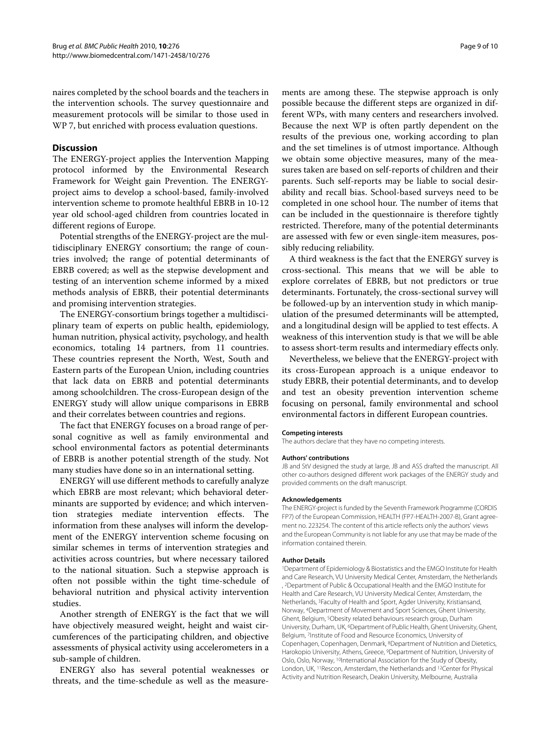naires completed by the school boards and the teachers in the intervention schools. The survey questionnaire and measurement protocols will be similar to those used in WP 7, but enriched with process evaluation questions.

## Discussion

The ENERGY-project applies the Intervention Mapping protocol informed by the Environmental Research Framework for Weight gain Prevention. The ENERGY-project aims to develop a school-based, family-involved intervention scheme to promote healthful EBRB in 10-12 year old school-aged children from countries located in different regions of Europe.

Potential strengths of the ENERGY-project are the multidisciplinary ENERGY consortium; the range of countries involved; the range of potential determinants of EBRB covered; as well as the stepwise development and testing of an intervention scheme informed by a mixed methods analysis of EBRB, their potential determinants and promising intervention strategies.

The ENERGY-consortium brings together a multidisciplinary team of experts on public health, epidemiology, human nutrition, physical activity, psychology, and health economics, totaling 14 partners, from 11 countries. These countries represent the North, West, South and Eastern parts of the European Union, including countries that lack data on EBRB and potential determinants among schoolchildren. The cross-European design of the ENERGY study will allow unique comparisons in EBRB and their correlates between countries and regions.

The fact that ENERGY focuses on a broad range of personal cognitive as well as family environmental and school environmental factors as potential determinants of EBRB is another potential strength of the study. Not many studies have done so in an international setting.

ENERGY will use different methods to carefully analyze which EBRB are most relevant; which behavioral determinants are supported by evidence; and which intervention strategies mediate intervention effects. The information from these analyses will inform the development of the ENERGY intervention scheme focusing on similar schemes in terms of intervention strategies and activities across countries, but where necessary tailored to the national situation. Such a stepwise approach is often not possible within the tight time-schedule of behavioral nutrition and physical activity intervention studies.

Another strength of ENERGY is the fact that we will have objectively measured weight, height and waist circumferences of the participating children, and objective assessments of physical activity using accelerometers in a sub-sample of children.

ENERGY also has several potential weaknesses or threats, and the time-schedule as well as the measurements are among these. The stepwise approach is only possible because the different steps are organized in different WPs, with many centers and researchers involved. Because the next WP is often partly dependent on the results of the previous one, working according to plan and the set timelines is of utmost importance. Although we obtain some objective measures, many of the measures taken are based on self-reports of children and their parents. Such self-reports may be liable to social desirability and recall bias. School-based surveys need to be completed in one school hour. The number of items that can be included in the questionnaire is therefore tightly restricted. Therefore, many of the potential determinants are assessed with few or even single-item measures, possibly reducing reliability.

A third weakness is the fact that the ENERGY survey is cross-sectional. This means that we will be able to explore correlates of EBRB, but not predictors or true determinants. Fortunately, the cross-sectional survey will be followed-up by an intervention study in which manipulation of the presumed determinants will be attempted, and a longitudinal design will be applied to test effects. A weakness of this intervention study is that we will be able to assess short-term results and intermediary effects only.

Nevertheless, we believe that the ENERGY-project with its cross-European approach is a unique endeavor to study EBRB, their potential determinants, and to develop and test an obesity prevention intervention scheme focusing on personal, family environmental and school environmental factors in different European countries.

#### Competing interests

The authors declare that they have no competing interests.

#### Authors' contributions

JB and StV designed the study at large, JB and ASS drafted the manuscript. All other co-authors designed different work packages of the ENERGY study and provided comments on the draft manuscript.

#### Acknowledgements

The ENERGY-project is funded by the Seventh Framework Programme (CORDIS FP7) of the European Commission, HEALTH (FP7-HEALTH-2007-B), Grant agreement no. 223254. The content of this article reflects only the authors' views and the European Community is not liable for any use that may be made of the information contained therein.

#### Author Details

[1]Department of Epidemiology & Biostatistics and the EMGO Institute for Health and Care Research, VU University Medical Center, Amsterdam, the Netherlands, [2]Department of Public & Occupational Health and the EMGO Institute for Health and Care Research, VU University Medical Center, Amsterdam, the Netherlands, [3]Faculty of Health and Sport, Agder University, Kristiansand, Norway, [4]Department of Movement and Sport Sciences, Ghent University, Ghent, Belgium, [5]Obesity related behaviours research group, Durham University, Durham, UK, [6]Department of Public Health, Ghent University, Ghent, Belgium, [7]Institute of Food and Resource Economics, University of Copenhagen, Copenhagen, Denmark, [8]Department of Nutrition and Dietetics, Harokopio University, Athens, Greece, [9]Department of Nutrition, University of Oslo, Oslo, Norway, [10]International Association for the Study of Obesity, London, UK, [11]Rescon, Amsterdam, the Netherlands and [12]Center for Physical Activity and Nutrition Research, Deakin University, Melbourne, Australia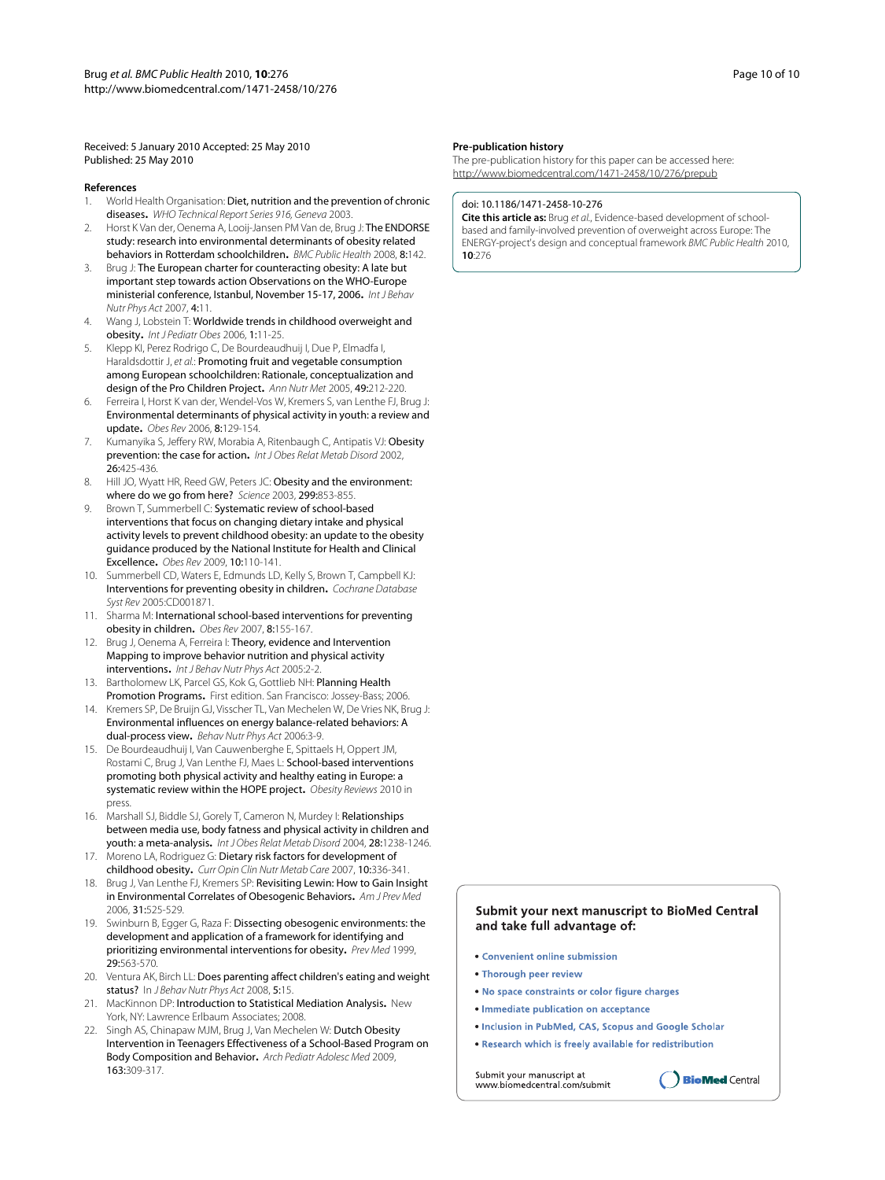Received: 5 January 2010 Accepted: 25 May 2010
Published: 25 May 2010

## References

1. World Health Organisation: **Diet, nutrition and the prevention of chronic diseases.** *WHO Technical Report Series 916, Geneva* 2003.
2. Horst K Van der, Oenema A, Looij-Jansen PM Van de, Brug J: **The ENDORSE study: research into environmental determinants of obesity related behaviors in Rotterdam schoolchildren.** *BMC Public Health* 2008, **8**:142.
3. Brug J: **The European charter for counteracting obesity: A late but important step towards action Observations on the WHO-Europe ministerial conference, Istanbul, November 15-17, 2006.** *Int J Behav Nutr Phys Act* 2007, **4**:11.
4. Wang J, Lobstein T: **Worldwide trends in childhood overweight and obesity.** *Int J Pediatr Obes* 2006, **1**:11-25.
5. Klepp KI, Perez Rodrigo C, De Bourdeaudhuij I, Due P, Elmadfa I, Haraldsdottir J, *et al.*: **Promoting fruit and vegetable consumption among European schoolchildren: Rationale, conceptualization and design of the Pro Children Project.** *Ann Nutr Met* 2005, **49**:212-220.
6. Ferreira I, Horst K van der, Wendel-Vos W, Kremers S, van Lenthe FJ, Brug J: **Environmental determinants of physical activity in youth: a review and update.** *Obes Rev* 2006, **8**:129-154.
7. Kumanyika S, Jeffery RW, Morabia A, Ritenbaugh C, Antipatis VJ: **Obesity prevention: the case for action.** *Int J Obes Relat Metab Disord* 2002, **26**:425-436.
8. Hill JO, Wyatt HR, Reed GW, Peters JC: **Obesity and the environment: where do we go from here?** *Science* 2003, **299**:853-855.
9. Brown T, Summerbell C: **Systematic review of school-based interventions that focus on changing dietary intake and physical activity levels to prevent childhood obesity: an update to the obesity guidance produced by the National Institute for Health and Clinical Excellence.** *Obes Rev* 2009, **10**:110-141.
10. Summerbell CD, Waters E, Edmunds LD, Kelly S, Brown T, Campbell KJ: **Interventions for preventing obesity in children.** *Cochrane Database Syst Rev* 2005:CD001871.
11. Sharma M: **International school-based interventions for preventing obesity in children.** *Obes Rev* 2007, **8**:155-167.
12. Brug J, Oenema A, Ferreira I: **Theory, evidence and Intervention Mapping to improve behavior nutrition and physical activity interventions.** *Int J Behav Nutr Phys Act* 2005:2-2.
13. Bartholomew LK, Parcel GS, Kok G, Gottlieb NH: **Planning Health Promotion Programs.** First edition. San Francisco: Jossey-Bass; 2006.
14. Kremers SP, De Bruijn GJ, Visscher TL, Van Mechelen W, De Vries NK, Brug J: **Environmental influences on energy balance-related behaviors: A dual-process view.** *Behav Nutr Phys Act* 2006:3-9.
15. De Bourdeaudhuij I, Van Cauwenberghe E, Spittaels H, Oppert JM, Rostami C, Brug J, Van Lenthe FJ, Maes L: **School-based interventions promoting both physical activity and healthy eating in Europe: a systematic review within the HOPE project.** *Obesity Reviews* 2010 in press.
16. Marshall SJ, Biddle SJ, Gorely T, Cameron N, Murdey I: **Relationships between media use, body fatness and physical activity in children and youth: a meta-analysis.** *Int J Obes Relat Metab Disord* 2004, **28**:1238-1246.
17. Moreno LA, Rodriguez G: **Dietary risk factors for development of childhood obesity.** *Curr Opin Clin Nutr Metab Care* 2007, **10**:336-341.
18. Brug J, Van Lenthe FJ, Kremers SP: **Revisiting Lewin: How to Gain Insight in Environmental Correlates of Obesogenic Behaviors.** *Am J Prev Med* 2006, **31**:525-529.
19. Swinburn B, Egger G, Raza F: **Dissecting obesogenic environments: the development and application of a framework for identifying and prioritizing environmental interventions for obesity.** *Prev Med* 1999, **29**:563-570.
20. Ventura AK, Birch LL: **Does parenting affect children's eating and weight status?** In *J Behav Nutr Phys Act* 2008, **5**:15.
21. MacKinnon DP: **Introduction to Statistical Mediation Analysis.** New York, NY: Lawrence Erlbaum Associates; 2008.
22. Singh AS, Chinapaw MJM, Brug J, Van Mechelen W: **Dutch Obesity Intervention in Teenagers Effectiveness of a School-Based Program on Body Composition and Behavior.** *Arch Pediatr Adolesc Med* 2009, **163**:309-317.

### Pre-publication history

The pre-publication history for this paper can be accessed here:
http://www.biomedcentral.com/1471-2458/10/276/prepub

doi: 10.1186/1471-2458-10-276

**Cite this article as:** Brug *et al.*, Evidence-based development of school-based and family-involved prevention of overweight across Europe: The ENERGY-project's design and conceptual framework *BMC Public Health* 2010, **10**:276

**Submit your next manuscript to BioMed Central and take full advantage of:**

- Convenient online submission
- Thorough peer review
- No space constraints or color figure charges
- Immediate publication on acceptance
- Inclusion in PubMed, CAS, Scopus and Google Scholar
- Research which is freely available for redistribution

Submit your manuscript at
www.biomedcentral.com/submit

BioMed Central